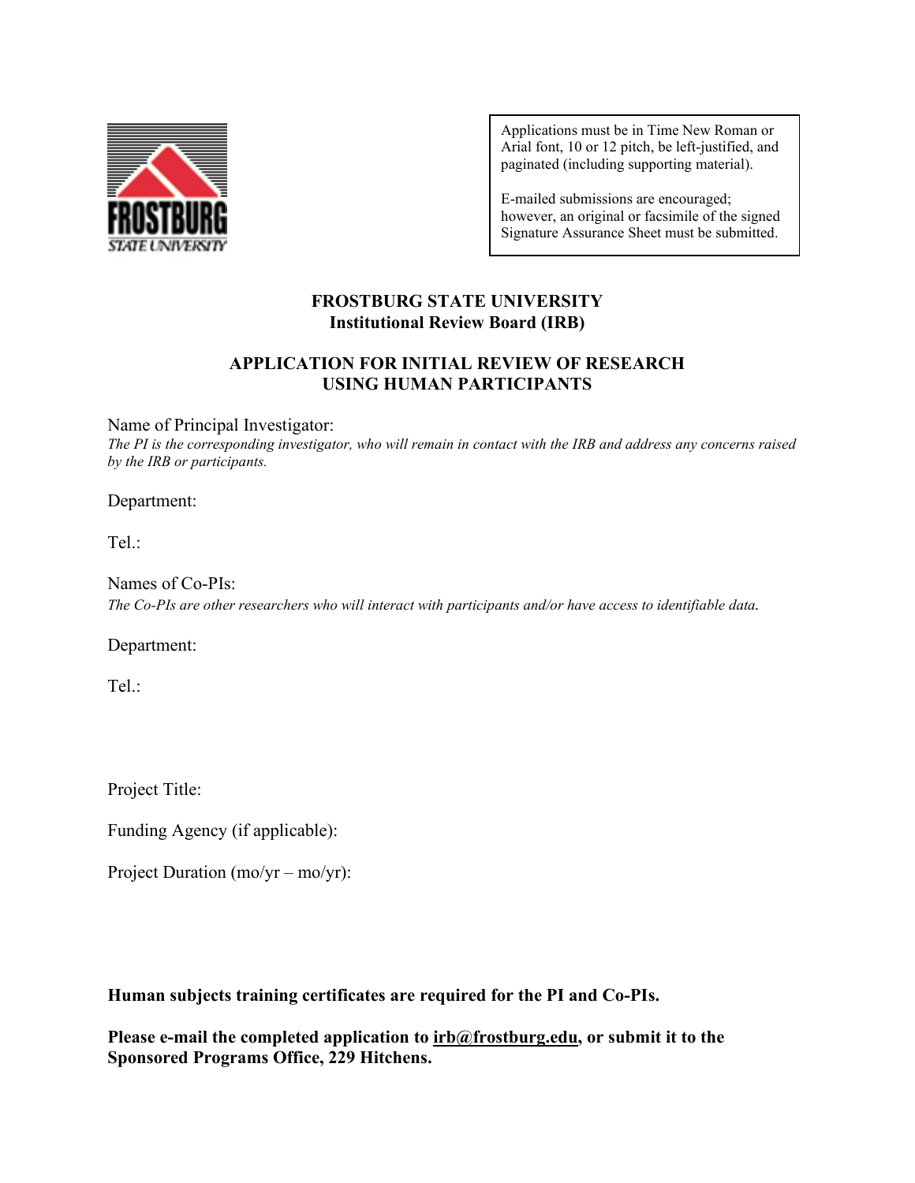Applications must be in Time New Roman or Arial font, 10 or 12 pitch, be left-justified, and paginated (including supporting material).

E-mailed submissions are encouraged; however, an original or facsimile of the signed Signature Assurance Sheet must be submitted.

# FROSTBURG STATE UNIVERSITY
## Institutional Review Board (IRB)

## APPLICATION FOR INITIAL REVIEW OF RESEARCH USING HUMAN PARTICIPANTS

Name of Principal Investigator:
*The PI is the corresponding investigator, who will remain in contact with the IRB and address any concerns raised by the IRB or participants.*

Department:

Tel.:

Names of Co-PIs:
*The Co-PIs are other researchers who will interact with participants and/or have access to identifiable data.*

Department:

Tel.:

Project Title:

Funding Agency (if applicable):

Project Duration (mo/yr – mo/yr):

**Human subjects training certificates are required for the PI and Co-PIs.**

**Please e-mail the completed application to irb@frostburg.edu, or submit it to the Sponsored Programs Office, 229 Hitchens.**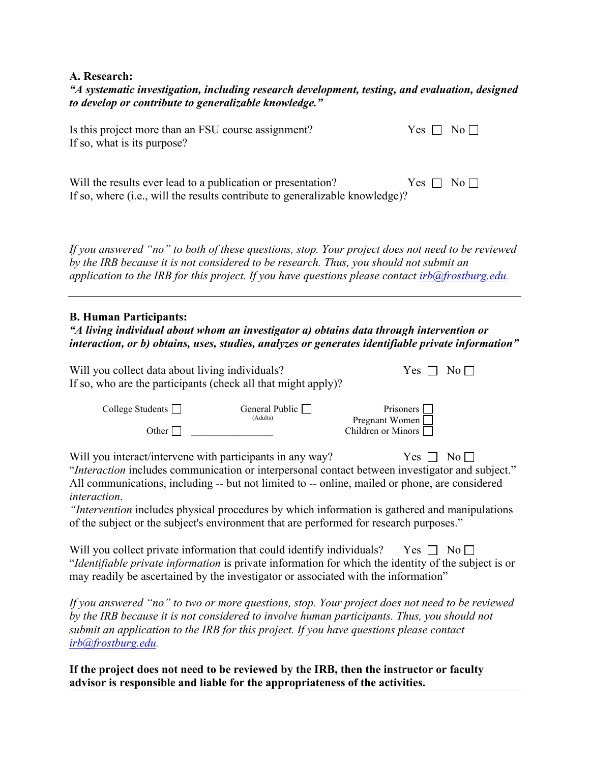**A. Research:**

***"A systematic investigation, including research development, testing, and evaluation, designed to develop or contribute to generalizable knowledge."***

Is this project more than an FSU course assignment? Yes ☐ No ☐

If so, what is its purpose?

Will the results ever lead to a publication or presentation? Yes ☐ No ☐

If so, where (i.e., will the results contribute to generalizable knowledge)?

*If you answered "no" to both of these questions, stop. Your project does not need to be reviewed by the IRB because it is not considered to be research. Thus, you should not submit an application to the IRB for this project. If you have questions please contact [irb@frostburg.edu](mailto:irb@frostburg.edu).*

---

**B. Human Participants:**

***"A living individual about whom an investigator a) obtains data through intervention or interaction, or b) obtains, uses, studies, analyzes or generates identifiable private information"***

Will you collect data about living individuals? Yes ☐ No ☐

If so, who are the participants (check all that might apply)?

College Students ☐ General Public (Adults) ☐ Prisoners ☐

Pregnant Women ☐

Other ☐ ________________ Children or Minors ☐

Will you interact/intervene with participants in any way? Yes ☐ No ☐

"*Interaction* includes communication or interpersonal contact between investigator and subject." All communications, including -- but not limited to -- online, mailed or phone, are considered *interaction*.

*"Intervention* includes physical procedures by which information is gathered and manipulations of the subject or the subject's environment that are performed for research purposes."

Will you collect private information that could identify individuals? Yes ☐ No ☐

"*Identifiable private information* is private information for which the identity of the subject is or may readily be ascertained by the investigator or associated with the information"

*If you answered "no" to two or more questions, stop. Your project does not need to be reviewed by the IRB because it is not considered to involve human participants. Thus, you should not submit an application to the IRB for this project. If you have questions please contact [irb@frostburg.edu](mailto:irb@frostburg.edu).*

**If the project does not need to be reviewed by the IRB, then the instructor or faculty advisor is responsible and liable for the appropriateness of the activities.**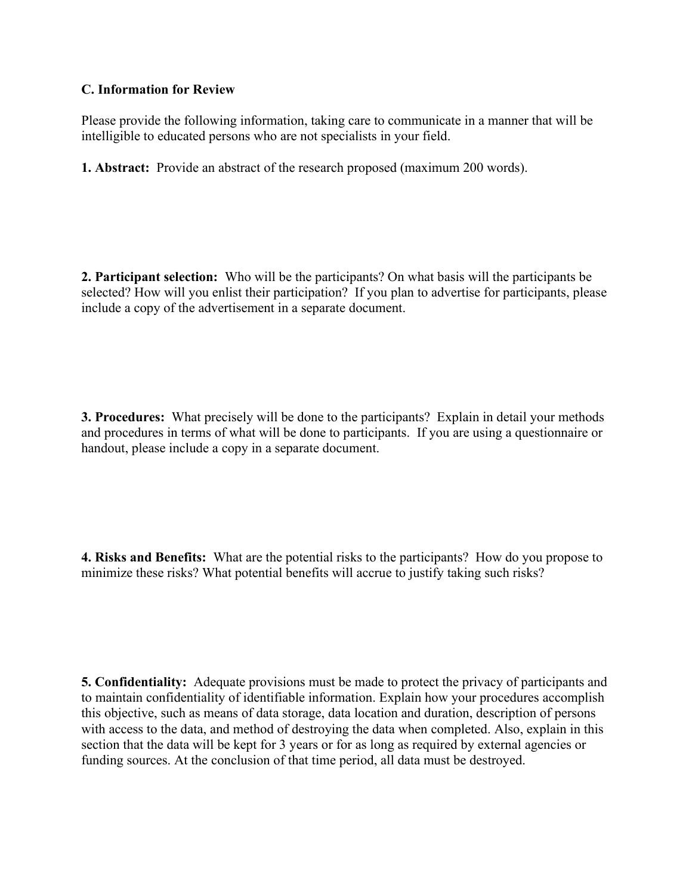**C. Information for Review**

Please provide the following information, taking care to communicate in a manner that will be intelligible to educated persons who are not specialists in your field.

**1. Abstract:** Provide an abstract of the research proposed (maximum 200 words).

**2. Participant selection:** Who will be the participants? On what basis will the participants be selected? How will you enlist their participation? If you plan to advertise for participants, please include a copy of the advertisement in a separate document.

**3. Procedures:** What precisely will be done to the participants? Explain in detail your methods and procedures in terms of what will be done to participants. If you are using a questionnaire or handout, please include a copy in a separate document.

**4. Risks and Benefits:** What are the potential risks to the participants? How do you propose to minimize these risks? What potential benefits will accrue to justify taking such risks?

**5. Confidentiality:** Adequate provisions must be made to protect the privacy of participants and to maintain confidentiality of identifiable information. Explain how your procedures accomplish this objective, such as means of data storage, data location and duration, description of persons with access to the data, and method of destroying the data when completed. Also, explain in this section that the data will be kept for 3 years or for as long as required by external agencies or funding sources. At the conclusion of that time period, all data must be destroyed.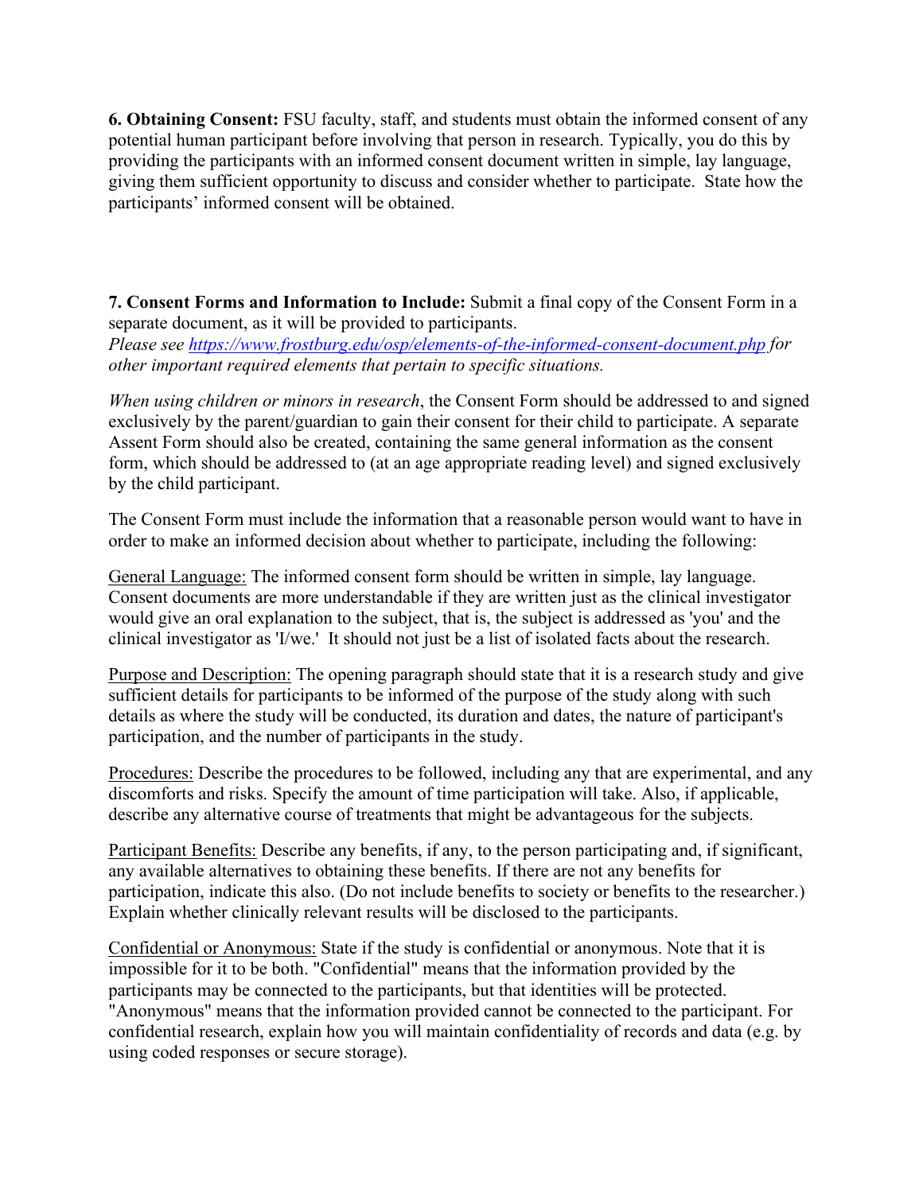**6. Obtaining Consent:** FSU faculty, staff, and students must obtain the informed consent of any potential human participant before involving that person in research. Typically, you do this by providing the participants with an informed consent document written in simple, lay language, giving them sufficient opportunity to discuss and consider whether to participate. State how the participants' informed consent will be obtained.

**7. Consent Forms and Information to Include:** Submit a final copy of the Consent Form in a separate document, as it will be provided to participants.
*Please see [https://www.frostburg.edu/osp/elements-of-the-informed-consent-document.php](https://www.frostburg.edu/osp/elements-of-the-informed-consent-document.php) for other important required elements that pertain to specific situations.*

*When using children or minors in research*, the Consent Form should be addressed to and signed exclusively by the parent/guardian to gain their consent for their child to participate. A separate Assent Form should also be created, containing the same general information as the consent form, which should be addressed to (at an age appropriate reading level) and signed exclusively by the child participant.

The Consent Form must include the information that a reasonable person would want to have in order to make an informed decision about whether to participate, including the following:

<u>General Language:</u> The informed consent form should be written in simple, lay language. Consent documents are more understandable if they are written just as the clinical investigator would give an oral explanation to the subject, that is, the subject is addressed as 'you' and the clinical investigator as 'I/we.' It should not just be a list of isolated facts about the research.

<u>Purpose and Description:</u> The opening paragraph should state that it is a research study and give sufficient details for participants to be informed of the purpose of the study along with such details as where the study will be conducted, its duration and dates, the nature of participant's participation, and the number of participants in the study.

<u>Procedures:</u> Describe the procedures to be followed, including any that are experimental, and any discomforts and risks. Specify the amount of time participation will take. Also, if applicable, describe any alternative course of treatments that might be advantageous for the subjects.

<u>Participant Benefits:</u> Describe any benefits, if any, to the person participating and, if significant, any available alternatives to obtaining these benefits. If there are not any benefits for participation, indicate this also. (Do not include benefits to society or benefits to the researcher.) Explain whether clinically relevant results will be disclosed to the participants.

<u>Confidential or Anonymous:</u> State if the study is confidential or anonymous. Note that it is impossible for it to be both. "Confidential" means that the information provided by the participants may be connected to the participants, but that identities will be protected. "Anonymous" means that the information provided cannot be connected to the participant. For confidential research, explain how you will maintain confidentiality of records and data (e.g. by using coded responses or secure storage).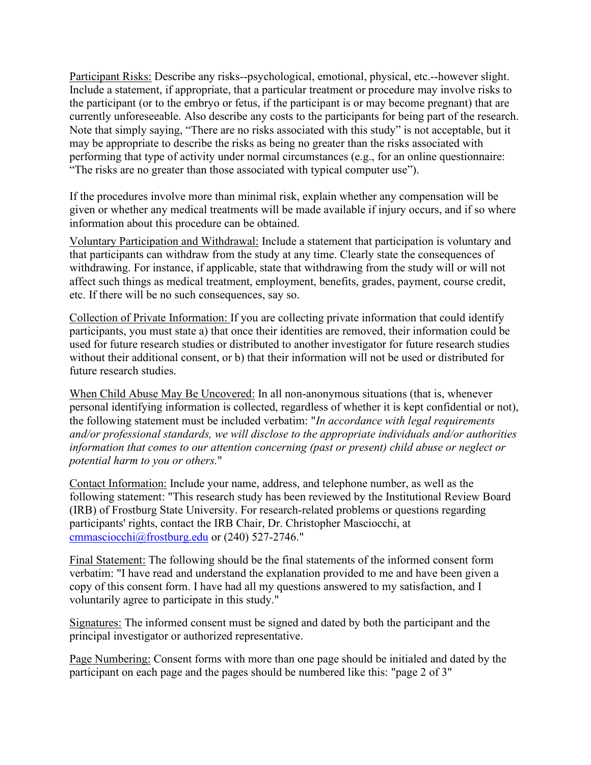<u>Participant Risks:</u> Describe any risks--psychological, emotional, physical, etc.--however slight. Include a statement, if appropriate, that a particular treatment or procedure may involve risks to the participant (or to the embryo or fetus, if the participant is or may become pregnant) that are currently unforeseeable. Also describe any costs to the participants for being part of the research. Note that simply saying, "There are no risks associated with this study" is not acceptable, but it may be appropriate to describe the risks as being no greater than the risks associated with performing that type of activity under normal circumstances (e.g., for an online questionnaire: "The risks are no greater than those associated with typical computer use").

If the procedures involve more than minimal risk, explain whether any compensation will be given or whether any medical treatments will be made available if injury occurs, and if so where information about this procedure can be obtained.

<u>Voluntary Participation and Withdrawal:</u> Include a statement that participation is voluntary and that participants can withdraw from the study at any time. Clearly state the consequences of withdrawing. For instance, if applicable, state that withdrawing from the study will or will not affect such things as medical treatment, employment, benefits, grades, payment, course credit, etc. If there will be no such consequences, say so.

<u>Collection of Private Information:</u> If you are collecting private information that could identify participants, you must state a) that once their identities are removed, their information could be used for future research studies or distributed to another investigator for future research studies without their additional consent, or b) that their information will not be used or distributed for future research studies.

<u>When Child Abuse May Be Uncovered:</u> In all non-anonymous situations (that is, whenever personal identifying information is collected, regardless of whether it is kept confidential or not), the following statement must be included verbatim: "*In accordance with legal requirements and/or professional standards, we will disclose to the appropriate individuals and/or authorities information that comes to our attention concerning (past or present) child abuse or neglect or potential harm to you or others.*"

<u>Contact Information:</u> Include your name, address, and telephone number, as well as the following statement: "This research study has been reviewed by the Institutional Review Board (IRB) of Frostburg State University. For research-related problems or questions regarding participants' rights, contact the IRB Chair, Dr. Christopher Masciocchi, at cmmasciocchi@frostburg.edu or (240) 527-2746."

<u>Final Statement:</u> The following should be the final statements of the informed consent form verbatim: "I have read and understand the explanation provided to me and have been given a copy of this consent form. I have had all my questions answered to my satisfaction, and I voluntarily agree to participate in this study."

<u>Signatures:</u> The informed consent must be signed and dated by both the participant and the principal investigator or authorized representative.

<u>Page Numbering:</u> Consent forms with more than one page should be initialed and dated by the participant on each page and the pages should be numbered like this: "page 2 of 3"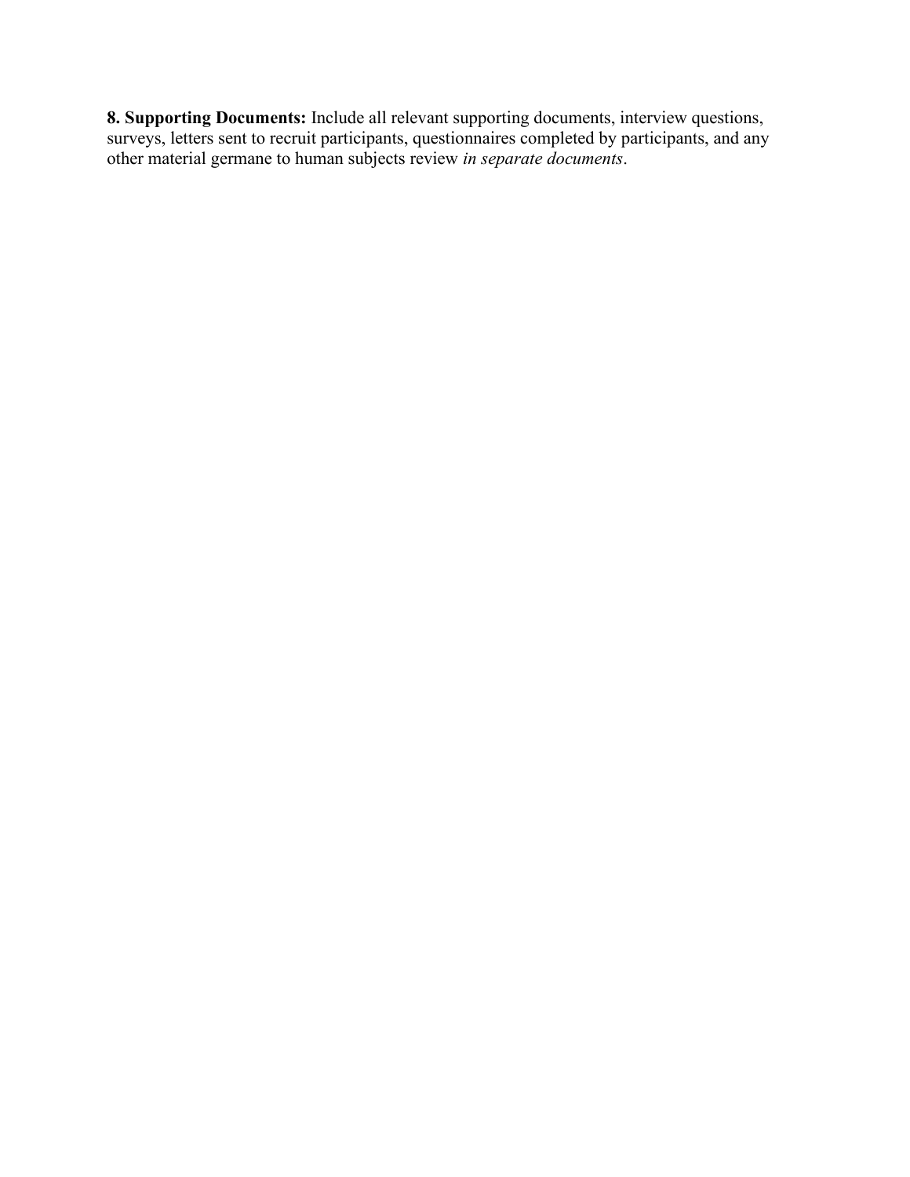**8. Supporting Documents:** Include all relevant supporting documents, interview questions, surveys, letters sent to recruit participants, questionnaires completed by participants, and any other material germane to human subjects review *in separate documents*.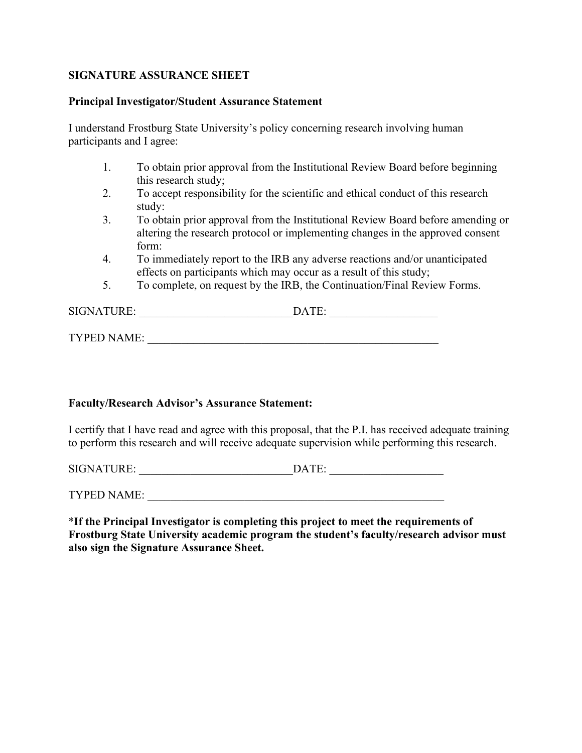**SIGNATURE ASSURANCE SHEET**

**Principal Investigator/Student Assurance Statement**

I understand Frostburg State University's policy concerning research involving human participants and I agree:

1. To obtain prior approval from the Institutional Review Board before beginning this research study;
2. To accept responsibility for the scientific and ethical conduct of this research study:
3. To obtain prior approval from the Institutional Review Board before amending or altering the research protocol or implementing changes in the approved consent form:
4. To immediately report to the IRB any adverse reactions and/or unanticipated effects on participants which may occur as a result of this study;
5. To complete, on request by the IRB, the Continuation/Final Review Forms.

SIGNATURE: ___________________________DATE: ___________________

TYPED NAME: ____________________________________________________

**Faculty/Research Advisor's Assurance Statement:**

I certify that I have read and agree with this proposal, that the P.I. has received adequate training to perform this research and will receive adequate supervision while performing this research.

SIGNATURE: ___________________________DATE: ____________________

TYPED NAME: ______________________________________________________

**\*If the Principal Investigator is completing this project to meet the requirements of Frostburg State University academic program the student's faculty/research advisor must also sign the Signature Assurance Sheet.**